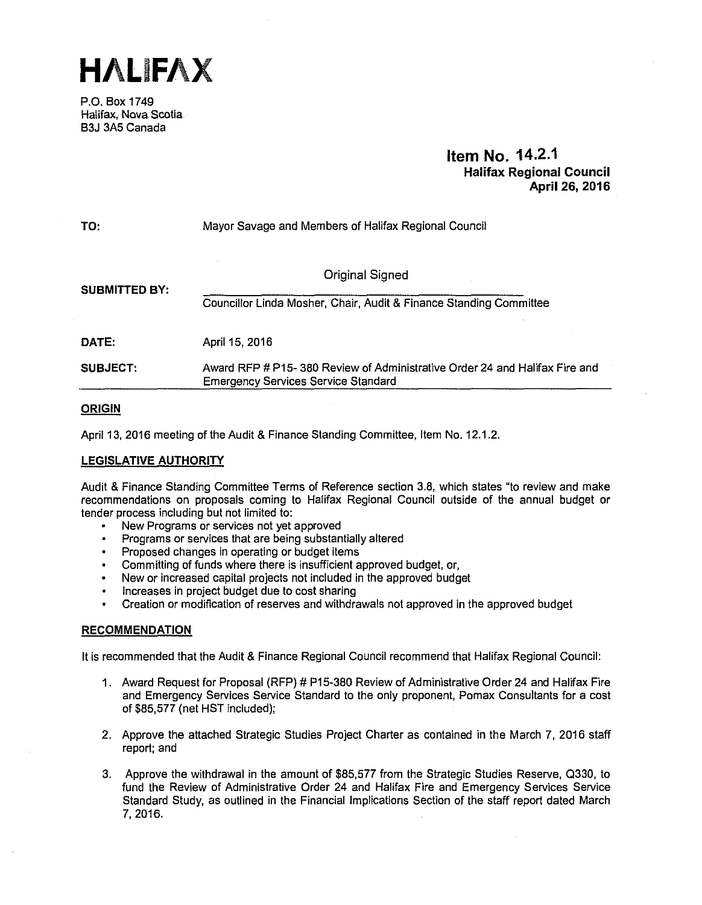# HALIFAX

P.O. Box 1749
Halifax, Nova Scotia
B3J 3A5 Canada

**Item No. 14.2.1**
**Halifax Regional Council**
**April 26, 2016**

**TO:** Mayor Savage and Members of Halifax Regional Council

**SUBMITTED BY:** Original Signed

Councillor Linda Mosher, Chair, Audit & Finance Standing Committee

**DATE:** April 15, 2016

**SUBJECT:** Award RFP # P15- 380 Review of Administrative Order 24 and Halifax Fire and Emergency Services Service Standard

## ORIGIN

April 13, 2016 meeting of the Audit & Finance Standing Committee, Item No. 12.1.2.

## LEGISLATIVE AUTHORITY

Audit & Finance Standing Committee Terms of Reference section 3.8, which states "to review and make recommendations on proposals coming to Halifax Regional Council outside of the annual budget or tender process including but not limited to:

- New Programs or services not yet approved
- Programs or services that are being substantially altered
- Proposed changes in operating or budget items
- Committing of funds where there is insufficient approved budget, or,
- New or increased capital projects not included in the approved budget
- Increases in project budget due to cost sharing
- Creation or modification of reserves and withdrawals not approved in the approved budget

## RECOMMENDATION

It is recommended that the Audit & Finance Regional Council recommend that Halifax Regional Council:

1. Award Request for Proposal (RFP) # P15-380 Review of Administrative Order 24 and Halifax Fire and Emergency Services Service Standard to the only proponent, Pomax Consultants for a cost of $85,577 (net HST included);
2. Approve the attached Strategic Studies Project Charter as contained in the March 7, 2016 staff report; and
3. Approve the withdrawal in the amount of $85,577 from the Strategic Studies Reserve, Q330, to fund the Review of Administrative Order 24 and Halifax Fire and Emergency Services Service Standard Study, as outlined in the Financial Implications Section of the staff report dated March 7, 2016.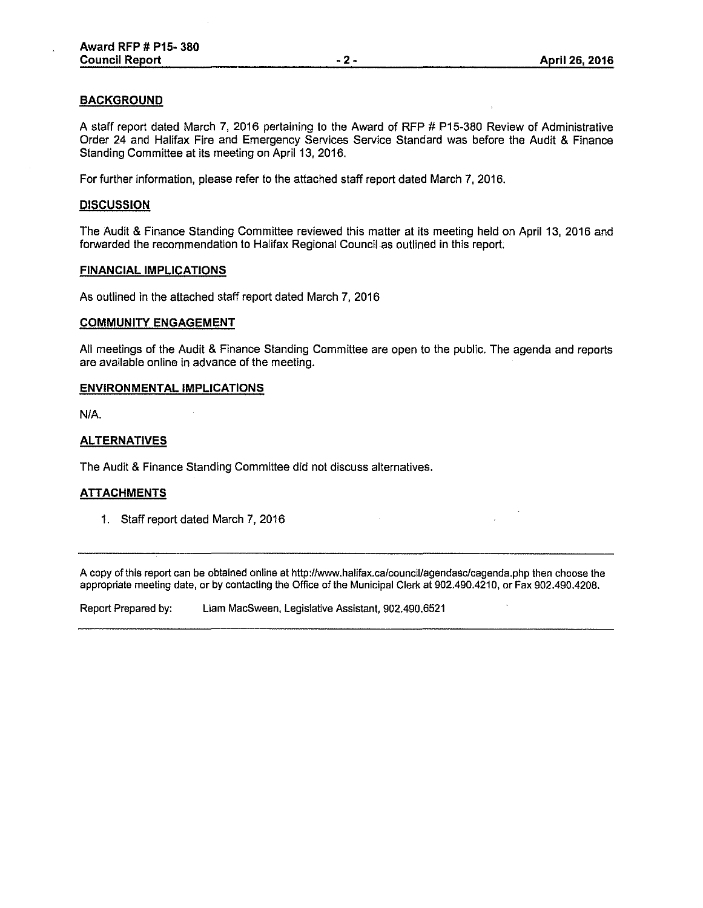## BACKGROUND

A staff report dated March 7, 2016 pertaining to the Award of RFP # P15-380 Review of Administrative Order 24 and Halifax Fire and Emergency Services Service Standard was before the Audit & Finance Standing Committee at its meeting on April 13, 2016.

For further information, please refer to the attached staff report dated March 7, 2016.

## DISCUSSION

The Audit & Finance Standing Committee reviewed this matter at its meeting held on April 13, 2016 and forwarded the recommendation to Halifax Regional Council as outlined in this report.

## FINANCIAL IMPLICATIONS

As outlined in the attached staff report dated March 7, 2016

## COMMUNITY ENGAGEMENT

All meetings of the Audit & Finance Standing Committee are open to the public. The agenda and reports are available online in advance of the meeting.

## ENVIRONMENTAL IMPLICATIONS

N/A.

## ALTERNATIVES

The Audit & Finance Standing Committee did not discuss alternatives.

## ATTACHMENTS

1. Staff report dated March 7, 2016

---

A copy of this report can be obtained online at http://www.halifax.ca/council/agendasc/cagenda.php then choose the appropriate meeting date, or by contacting the Office of the Municipal Clerk at 902.490.4210, or Fax 902.490.4208.

Report Prepared by: Liam MacSween, Legislative Assistant, 902.490.6521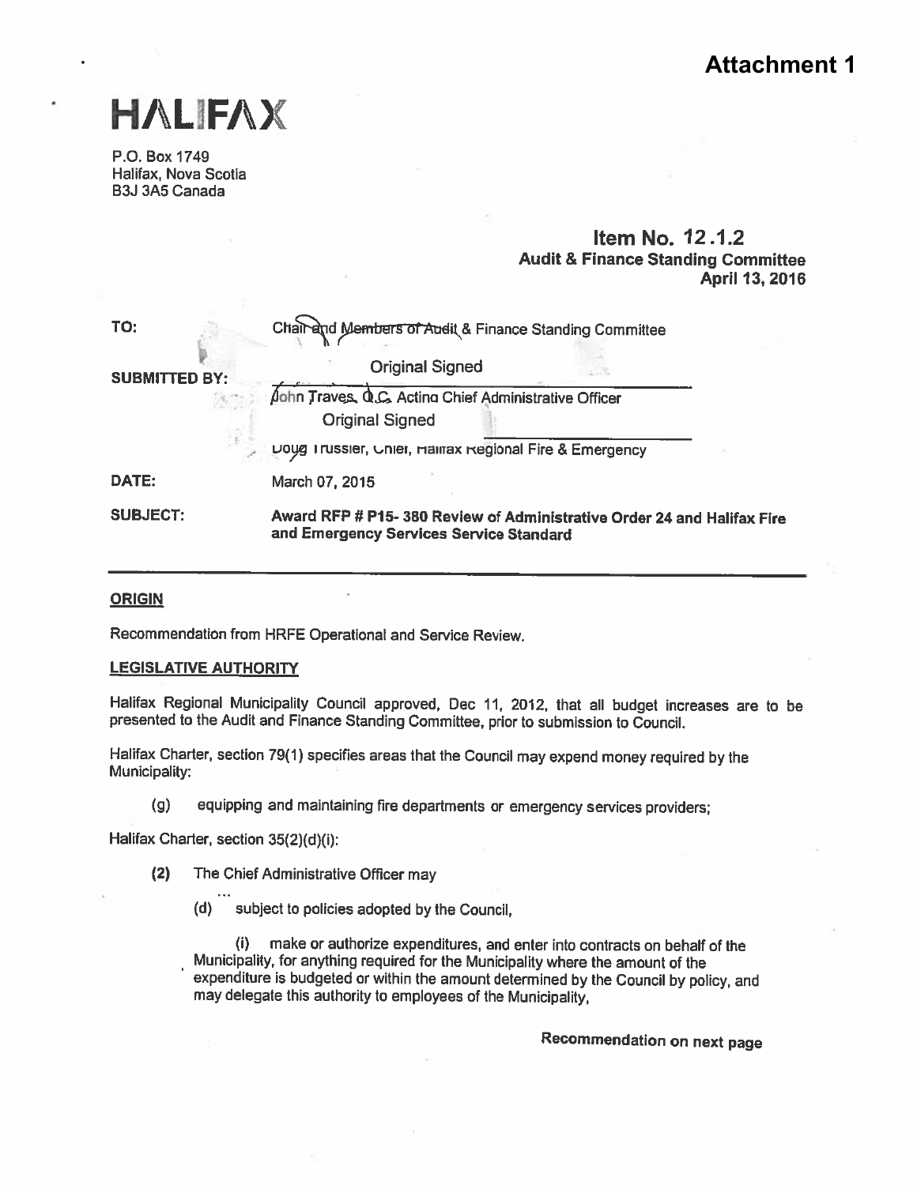**Attachment 1**

# HALIFAX

P.O. Box 1749
Halifax, Nova Scotia
B3J 3A5 Canada

**Item No. 12.1.2**
**Audit & Finance Standing Committee**
**April 13, 2016**

| | |
|---|---|
| TO: | Chair and Members of Audit & Finance Standing Committee |
| SUBMITTED BY: | Original Signed<br>John Traves, Q.C. Acting Chief Administrative Officer<br>Original Signed<br>Doug Trussler, Chief, Halifax Regional Fire & Emergency |
| DATE: | March 07, 2015 |
| SUBJECT: | **Award RFP # P15- 380 Review of Administrative Order 24 and Halifax Fire and Emergency Services Service Standard** |

---

## ORIGIN

Recommendation from HRFE Operational and Service Review.

## LEGISLATIVE AUTHORITY

Halifax Regional Municipality Council approved, Dec 11, 2012, that all budget increases are to be presented to the Audit and Finance Standing Committee, prior to submission to Council.

Halifax Charter, section 79(1) specifies areas that the Council may expend money required by the Municipality:

(g) equipping and maintaining fire departments or emergency services providers;

Halifax Charter, section 35(2)(d)(i):

**(2)** The Chief Administrative Officer may

...

(d) subject to policies adopted by the Council,

(i) make or authorize expenditures, and enter into contracts on behalf of the Municipality, for anything required for the Municipality where the amount of the expenditure is budgeted or within the amount determined by the Council by policy, and may delegate this authority to employees of the Municipality,

**Recommendation on next page**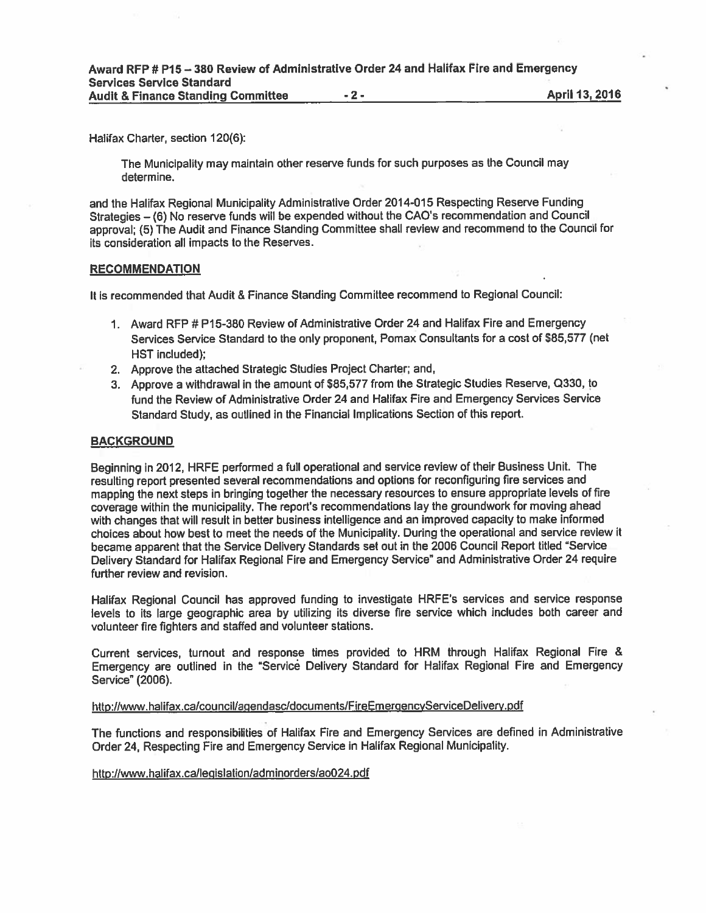Halifax Charter, section 120(6):

> The Municipality may maintain other reserve funds for such purposes as the Council may determine.

and the Halifax Regional Municipality Administrative Order 2014-015 Respecting Reserve Funding Strategies – (6) No reserve funds will be expended without the CAO's recommendation and Council approval; (5) The Audit and Finance Standing Committee shall review and recommend to the Council for its consideration all impacts to the Reserves.

## RECOMMENDATION

It is recommended that Audit & Finance Standing Committee recommend to Regional Council:

1. Award RFP # P15-380 Review of Administrative Order 24 and Halifax Fire and Emergency Services Service Standard to the only proponent, Pomax Consultants for a cost of $85,577 (net HST included);
2. Approve the attached Strategic Studies Project Charter; and,
3. Approve a withdrawal in the amount of $85,577 from the Strategic Studies Reserve, Q330, to fund the Review of Administrative Order 24 and Halifax Fire and Emergency Services Service Standard Study, as outlined in the Financial Implications Section of this report.

## BACKGROUND

Beginning in 2012, HRFE performed a full operational and service review of their Business Unit. The resulting report presented several recommendations and options for reconfiguring fire services and mapping the next steps in bringing together the necessary resources to ensure appropriate levels of fire coverage within the municipality. The report's recommendations lay the groundwork for moving ahead with changes that will result in better business intelligence and an improved capacity to make informed choices about how best to meet the needs of the Municipality. During the operational and service review it became apparent that the Service Delivery Standards set out in the 2006 Council Report titled "Service Delivery Standard for Halifax Regional Fire and Emergency Service" and Administrative Order 24 require further review and revision.

Halifax Regional Council has approved funding to investigate HRFE's services and service response levels to its large geographic area by utilizing its diverse fire service which includes both career and volunteer fire fighters and staffed and volunteer stations.

Current services, turnout and response times provided to HRM through Halifax Regional Fire & Emergency are outlined in the "Service Delivery Standard for Halifax Regional Fire and Emergency Service" (2006).

http://www.halifax.ca/council/agendasc/documents/FireEmergencyServiceDelivery.pdf

The functions and responsibilities of Halifax Fire and Emergency Services are defined in Administrative Order 24, Respecting Fire and Emergency Service in Halifax Regional Municipality.

http://www.halifax.ca/legislation/adminorders/ao024.pdf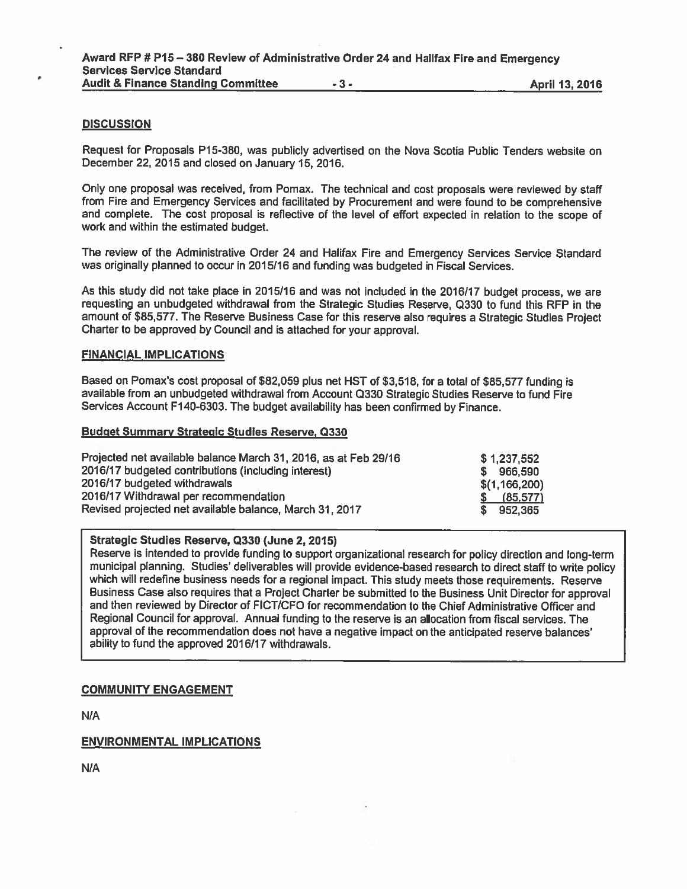## DISCUSSION

Request for Proposals P15-380, was publicly advertised on the Nova Scotia Public Tenders website on December 22, 2015 and closed on January 15, 2016.

Only one proposal was received, from Pomax. The technical and cost proposals were reviewed by staff from Fire and Emergency Services and facilitated by Procurement and were found to be comprehensive and complete. The cost proposal is reflective of the level of effort expected in relation to the scope of work and within the estimated budget.

The review of the Administrative Order 24 and Halifax Fire and Emergency Services Service Standard was originally planned to occur in 2015/16 and funding was budgeted in Fiscal Services.

As this study did not take place in 2015/16 and was not included in the 2016/17 budget process, we are requesting an unbudgeted withdrawal from the Strategic Studies Reserve, Q330 to fund this RFP in the amount of $85,577. The Reserve Business Case for this reserve also requires a Strategic Studies Project Charter to be approved by Council and is attached for your approval.

## FINANCIAL IMPLICATIONS

Based on Pomax's cost proposal of $82,059 plus net HST of $3,518, for a total of $85,577 funding is available from an unbudgeted withdrawal from Account Q330 Strategic Studies Reserve to fund Fire Services Account F140-6303. The budget availability has been confirmed by Finance.

### Budget Summary Strategic Studies Reserve, Q330

| | |
|---|---|
| Projected net available balance March 31, 2016, as at Feb 29/16 | $ 1,237,552 |
| 2016/17 budgeted contributions (including interest) | $ 966,590 |
| 2016/17 budgeted withdrawals | $(1,166,200) |
| 2016/17 Withdrawal per recommendation | $ (85,577) |
| Revised projected net available balance, March 31, 2017 | $ 952,365 |

**Strategic Studies Reserve, Q330 (June 2, 2015)**
Reserve is intended to provide funding to support organizational research for policy direction and long-term municipal planning. Studies' deliverables will provide evidence-based research to direct staff to write policy which will redefine business needs for a regional impact. This study meets those requirements. Reserve Business Case also requires that a Project Charter be submitted to the Business Unit Director for approval and then reviewed by Director of FICT/CFO for recommendation to the Chief Administrative Officer and Regional Council for approval. Annual funding to the reserve is an allocation from fiscal services. The approval of the recommendation does not have a negative impact on the anticipated reserve balances' ability to fund the approved 2016/17 withdrawals.

## COMMUNITY ENGAGEMENT

N/A

## ENVIRONMENTAL IMPLICATIONS

N/A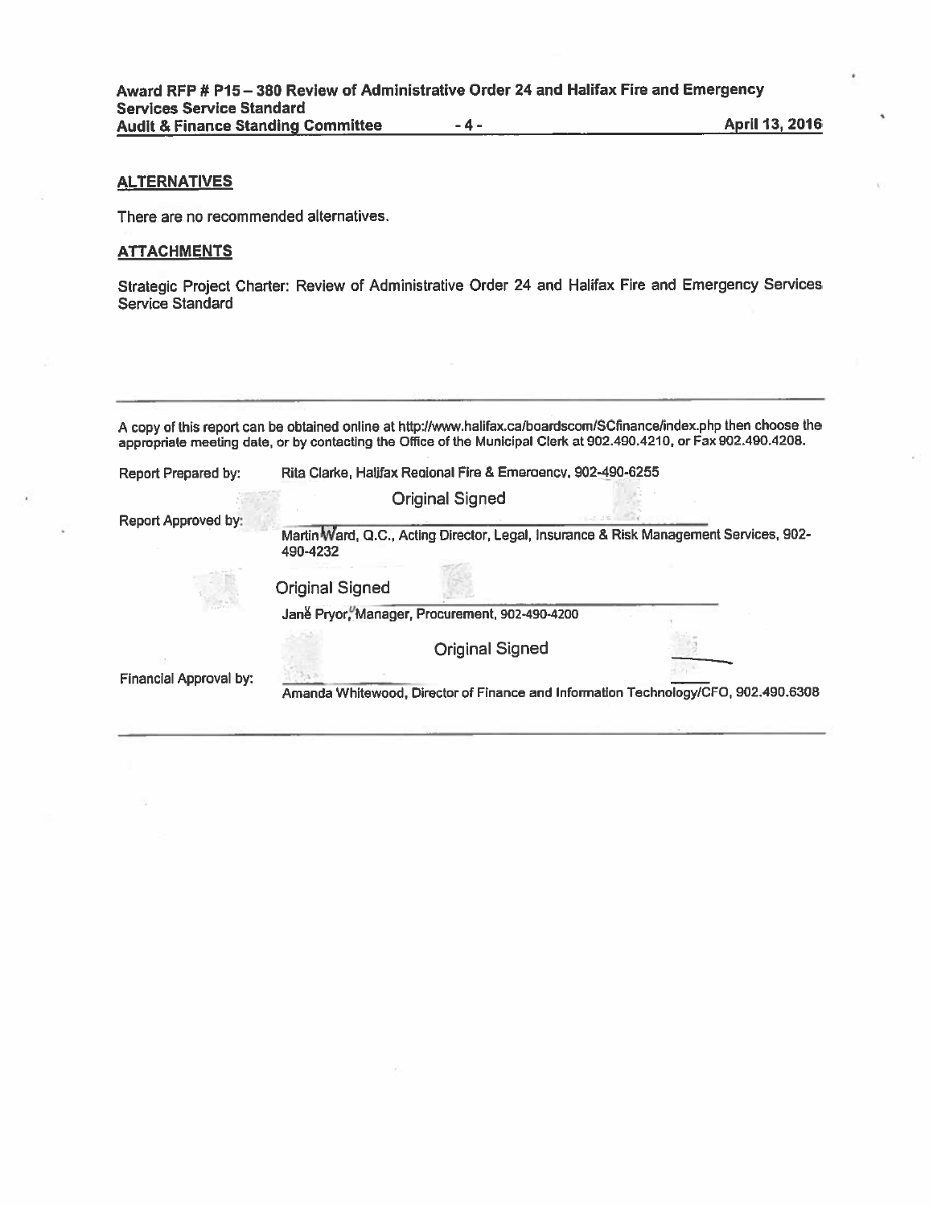## ALTERNATIVES

There are no recommended alternatives.

## ATTACHMENTS

Strategic Project Charter: Review of Administrative Order 24 and Halifax Fire and Emergency Services Service Standard

---

A copy of this report can be obtained online at http://www.halifax.ca/boardscom/SCfinance/index.php then choose the appropriate meeting date, or by contacting the Office of the Municipal Clerk at 902.490.4210, or Fax 902.490.4208.

Report Prepared by: Rita Clarke, Halifax Regional Fire & Emergency, 902-490-6255

Original Signed

Report Approved by: Martin Ward, Q.C., Acting Director, Legal, Insurance & Risk Management Services, 902-490-4232

Original Signed

Jane Pryor, Manager, Procurement, 902-490-4200

Original Signed

Financial Approval by: Amanda Whitewood, Director of Finance and Information Technology/CFO, 902.490.6308

---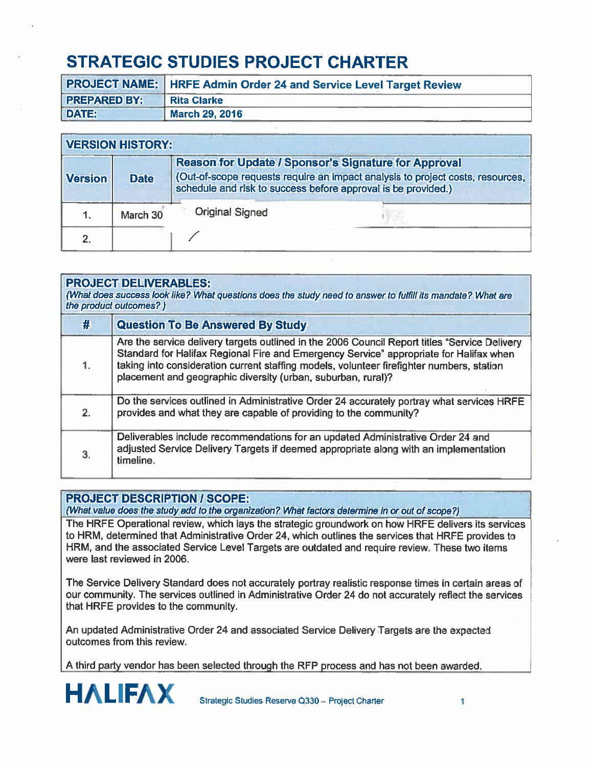# STRATEGIC STUDIES PROJECT CHARTER

| PROJECT NAME: | HRFE Admin Order 24 and Service Level Target Review |
|---|---|
| PREPARED BY: | Rita Clarke |
| DATE: | March 29, 2016 |

| VERSION HISTORY: | | |
|---|---|---|
| **Version** | **Date** | **Reason for Update / Sponsor's Signature for Approval** (Out-of-scope requests require an impact analysis to project costs, resources, schedule and risk to success before approval is be provided.) |
| 1. | March 30 | Original Signed |
| 2. | | / |

## PROJECT DELIVERABLES:

*(What does success look like? What questions does the study need to answer to fulfill its mandate? What are the product outcomes? )*

| # | Question To Be Answered By Study |
|---|---|
| 1. | Are the service delivery targets outlined in the 2006 Council Report titles "Service Delivery Standard for Halifax Regional Fire and Emergency Service" appropriate for Halifax when taking into consideration current staffing models, volunteer firefighter numbers, station placement and geographic diversity (urban, suburban, rural)? |
| 2. | Do the services outlined in Administrative Order 24 accurately portray what services HRFE provides and what they are capable of providing to the community? |
| 3. | Deliverables include recommendations for an updated Administrative Order 24 and adjusted Service Delivery Targets if deemed appropriate along with an implementation timeline. |

## PROJECT DESCRIPTION / SCOPE:

*(What value does the study add to the organization? What factors determine in or out of scope?)*

The HRFE Operational review, which lays the strategic groundwork on how HRFE delivers its services to HRM, determined that Administrative Order 24, which outlines the services that HRFE provides to HRM, and the associated Service Level Targets are outdated and require review. These two items were last reviewed in 2006.

The Service Delivery Standard does not accurately portray realistic response times in certain areas of our community. The services outlined in Administrative Order 24 do not accurately reflect the services that HRFE provides to the community.

An updated Administrative Order 24 and associated Service Delivery Targets are the expected outcomes from this review.

A third party vendor has been selected through the RFP process and has not been awarded.

HALIFAX Strategic Studies Reserve Q330 – Project Charter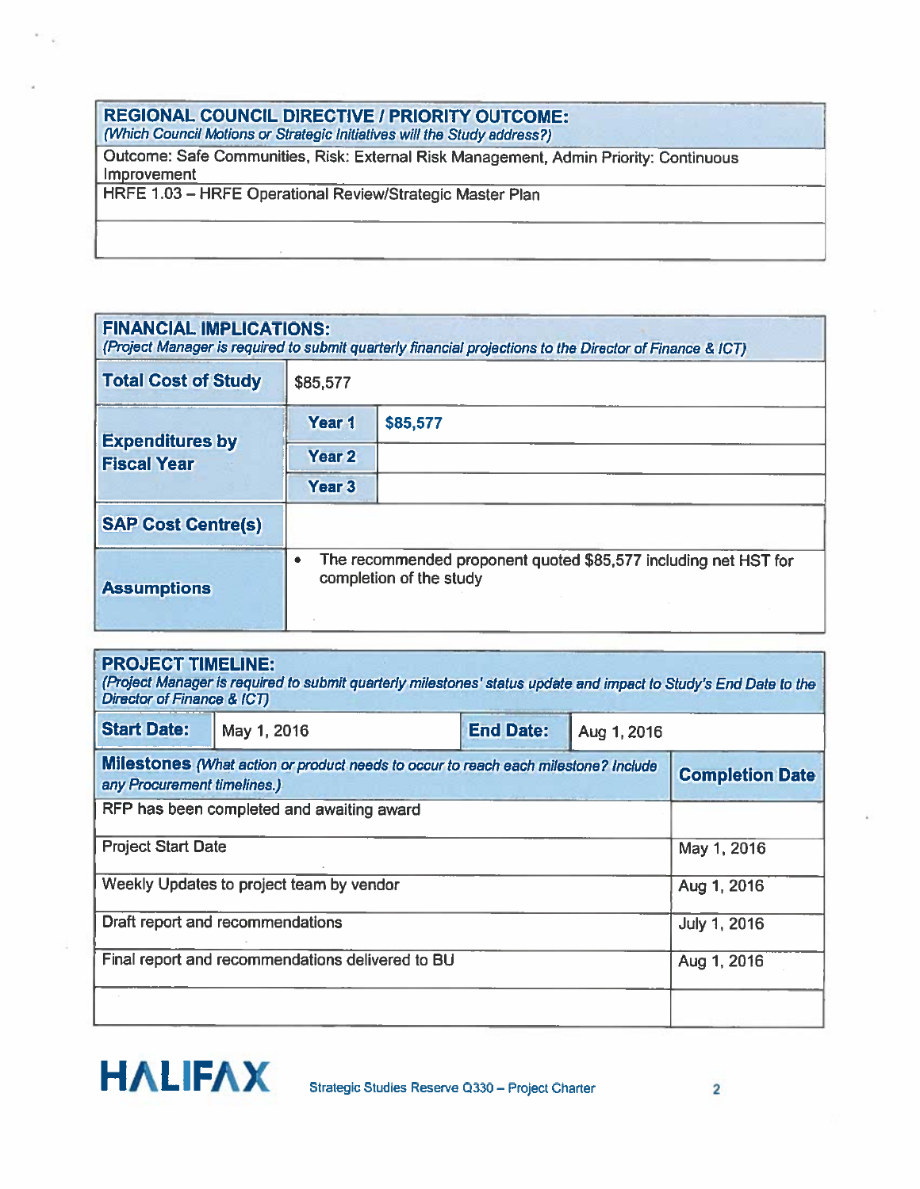| **REGIONAL COUNCIL DIRECTIVE / PRIORITY OUTCOME:** *(Which Council Motions or Strategic Initiatives will the Study address?)* |
|---|
| Outcome: Safe Communities, Risk: External Risk Management, Admin Priority: Continuous Improvement |
| HRFE 1.03 – HRFE Operational Review/Strategic Master Plan |
| |

| **FINANCIAL IMPLICATIONS:** *(Project Manager is required to submit quarterly financial projections to the Director of Finance & ICT)* | | |
|---|---|---|
| **Total Cost of Study** | $85,577 | |
| **Expenditures by Fiscal Year** | **Year 1** | **$85,577** |
| | **Year 2** | |
| | **Year 3** | |
| **SAP Cost Centre(s)** | | |
| **Assumptions** | • The recommended proponent quoted $85,577 including net HST for completion of the study | |

| **PROJECT TIMELINE:** *(Project Manager is required to submit quarterly milestones' status update and impact to Study's End Date to the Director of Finance & ICT)* | | | |
|---|---|---|---|
| **Start Date:** | May 1, 2016 | **End Date:** | Aug 1, 2016 |

| **Milestones** *(What action or product needs to occur to reach each milestone? Include any Procurement timelines.)* | **Completion Date** |
|---|---|
| RFP has been completed and awaiting award | |
| Project Start Date | May 1, 2016 |
| Weekly Updates to project team by vendor | Aug 1, 2016 |
| Draft report and recommendations | July 1, 2016 |
| Final report and recommendations delivered to BU | Aug 1, 2016 |
| | |

**HALIFAX** Strategic Studies Reserve Q330 – Project Charter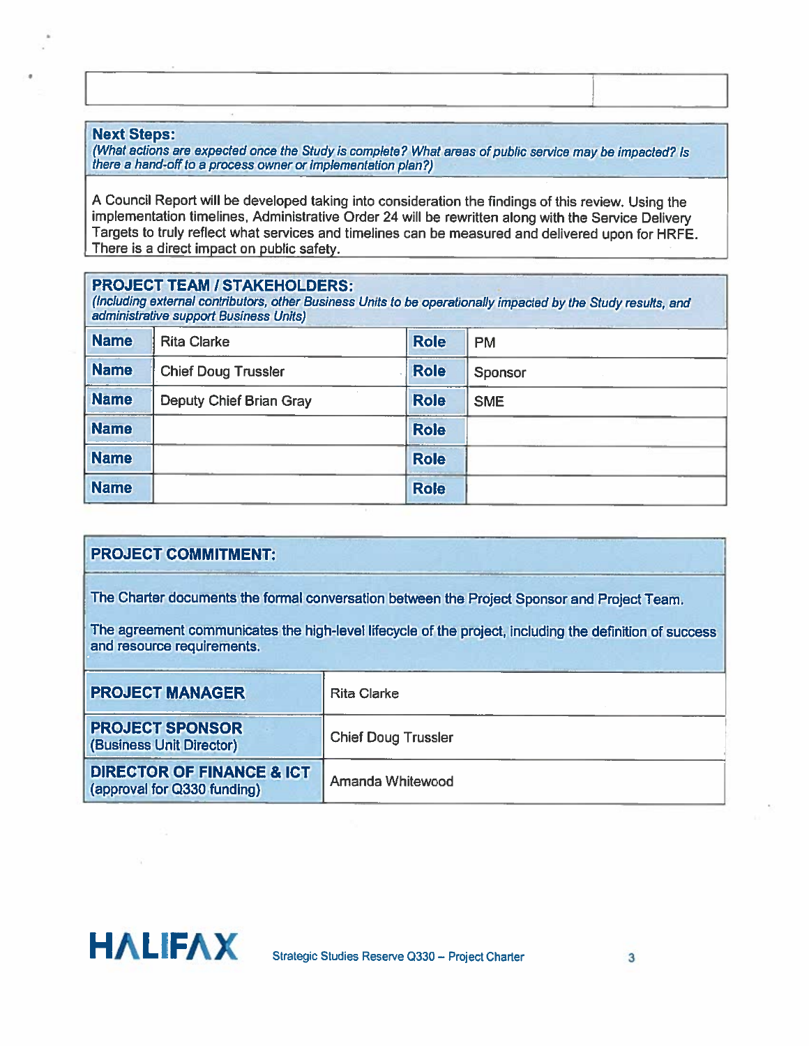| | |
|---|---|
| | |

**Next Steps:**
*(What actions are expected once the Study is complete? What areas of public service may be impacted? Is there a hand-off to a process owner or implementation plan?)*

A Council Report will be developed taking into consideration the findings of this review. Using the implementation timelines, Administrative Order 24 will be rewritten along with the Service Delivery Targets to truly reflect what services and timelines can be measured and delivered upon for HRFE. There is a direct impact on public safety.

**PROJECT TEAM / STAKEHOLDERS:**
*(Including external contributors, other Business Units to be operationally impacted by the Study results, and administrative support Business Units)*

| | | | |
|---|---|---|---|
| **Name** | Rita Clarke | **Role** | PM |
| **Name** | Chief Doug Trussler | **Role** | Sponsor |
| **Name** | Deputy Chief Brian Gray | **Role** | SME |
| **Name** | | **Role** | |
| **Name** | | **Role** | |
| **Name** | | **Role** | |

**PROJECT COMMITMENT:**

The Charter documents the formal conversation between the Project Sponsor and Project Team.

The agreement communicates the high-level lifecycle of the project, including the definition of success and resource requirements.

| | |
|---|---|
| **PROJECT MANAGER** | Rita Clarke |
| **PROJECT SPONSOR** (Business Unit Director) | Chief Doug Trussler |
| **DIRECTOR OF FINANCE & ICT** (approval for Q330 funding) | Amanda Whitewood |